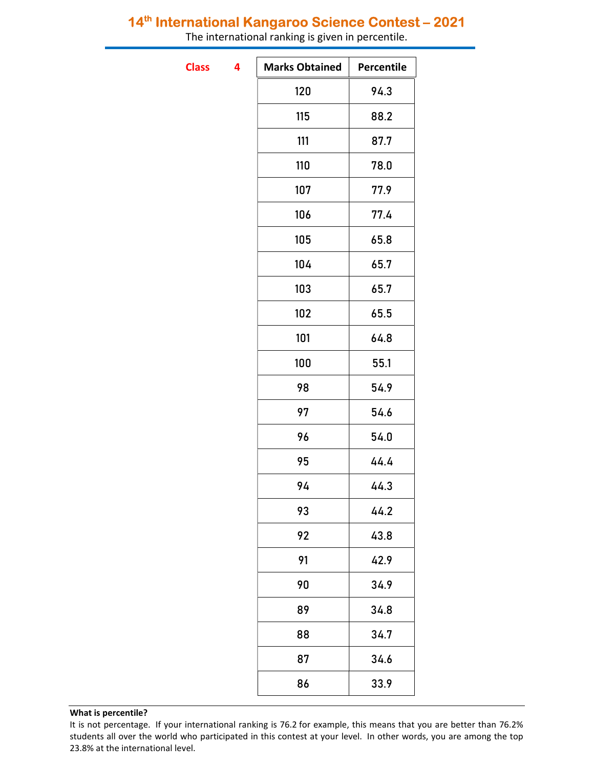# 14th International Kangaroo Science Contest – 2021

The international ranking is given in percentile.

**Class 4**

| Marks Obtained | Percentile |
|---|---|
| 120 | 94.3 |
| 115 | 88.2 |
| 111 | 87.7 |
| 110 | 78.0 |
| 107 | 77.9 |
| 106 | 77.4 |
| 105 | 65.8 |
| 104 | 65.7 |
| 103 | 65.7 |
| 102 | 65.5 |
| 101 | 64.8 |
| 100 | 55.1 |
| 98 | 54.9 |
| 97 | 54.6 |
| 96 | 54.0 |
| 95 | 44.4 |
| 94 | 44.3 |
| 93 | 44.2 |
| 92 | 43.8 |
| 91 | 42.9 |
| 90 | 34.9 |
| 89 | 34.8 |
| 88 | 34.7 |
| 87 | 34.6 |
| 86 | 33.9 |

**What is percentile?**

It is not percentage. If your international ranking is 76.2 for example, this means that you are better than 76.2% students all over the world who participated in this contest at your level. In other words, you are among the top 23.8% at the international level.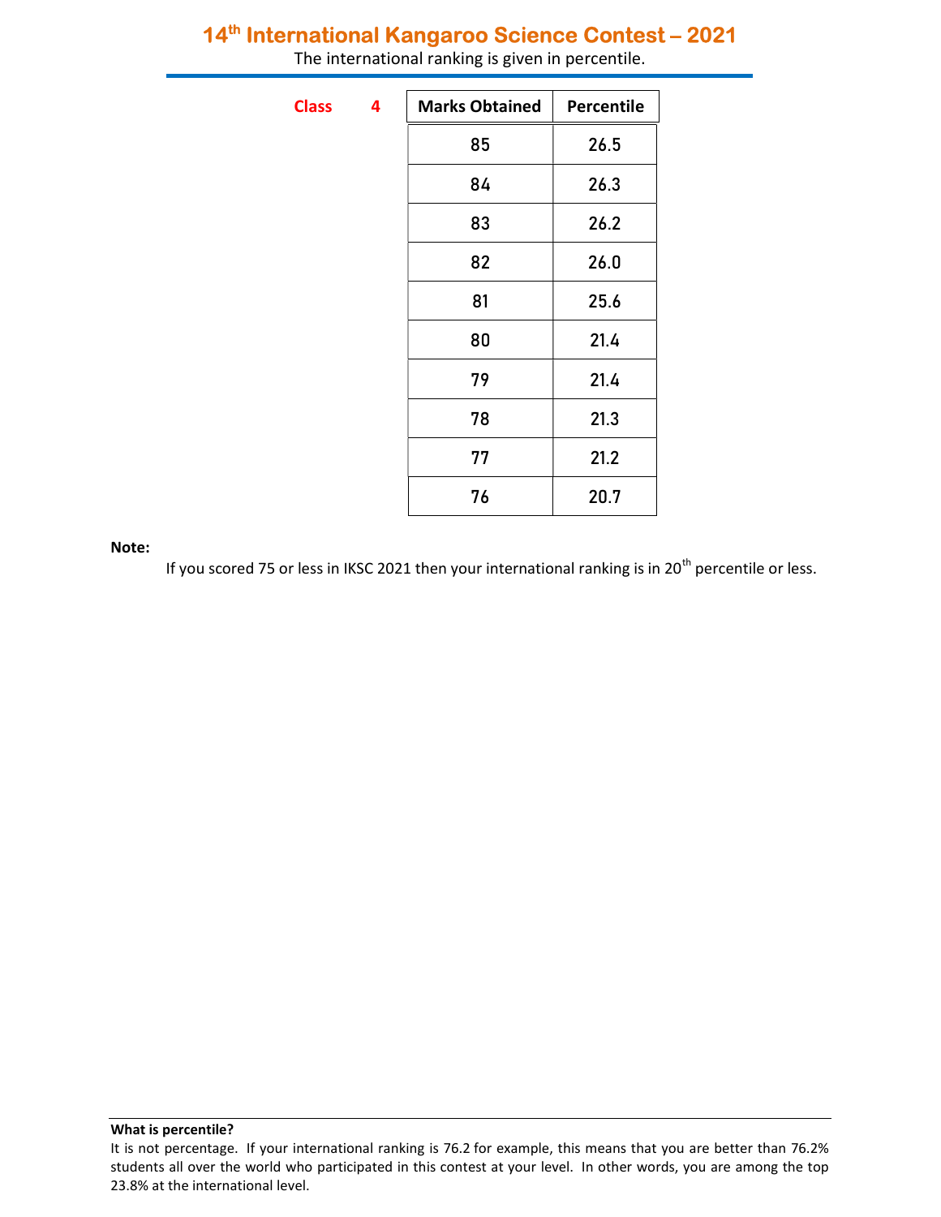# 14th International Kangaroo Science Contest – 2021

The international ranking is given in percentile.

**Class 4**

| Marks Obtained | Percentile |
|---|---|
| 85 | 26.5 |
| 84 | 26.3 |
| 83 | 26.2 |
| 82 | 26.0 |
| 81 | 25.6 |
| 80 | 21.4 |
| 79 | 21.4 |
| 78 | 21.3 |
| 77 | 21.2 |
| 76 | 20.7 |

**Note:**

If you scored 75 or less in IKSC 2021 then your international ranking is in 20th percentile or less.

**What is percentile?**

It is not percentage. If your international ranking is 76.2 for example, this means that you are better than 76.2% students all over the world who participated in this contest at your level. In other words, you are among the top 23.8% at the international level.